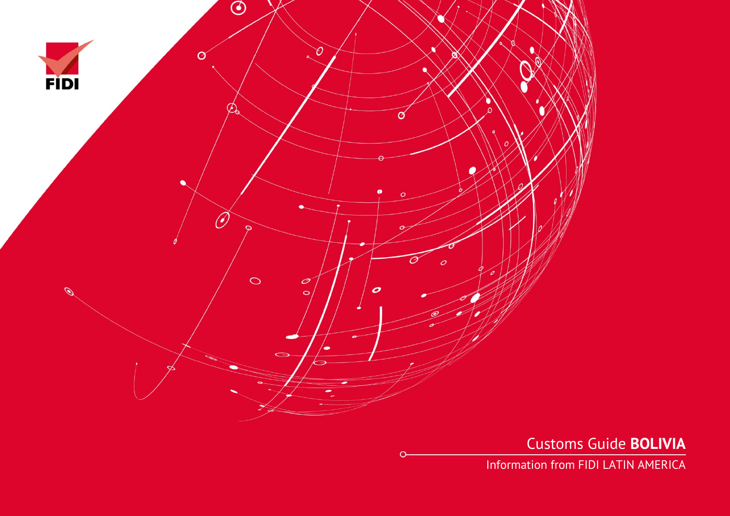FIDI

# Customs Guide **BOLIVIA**

Information from FIDI LATIN AMERICA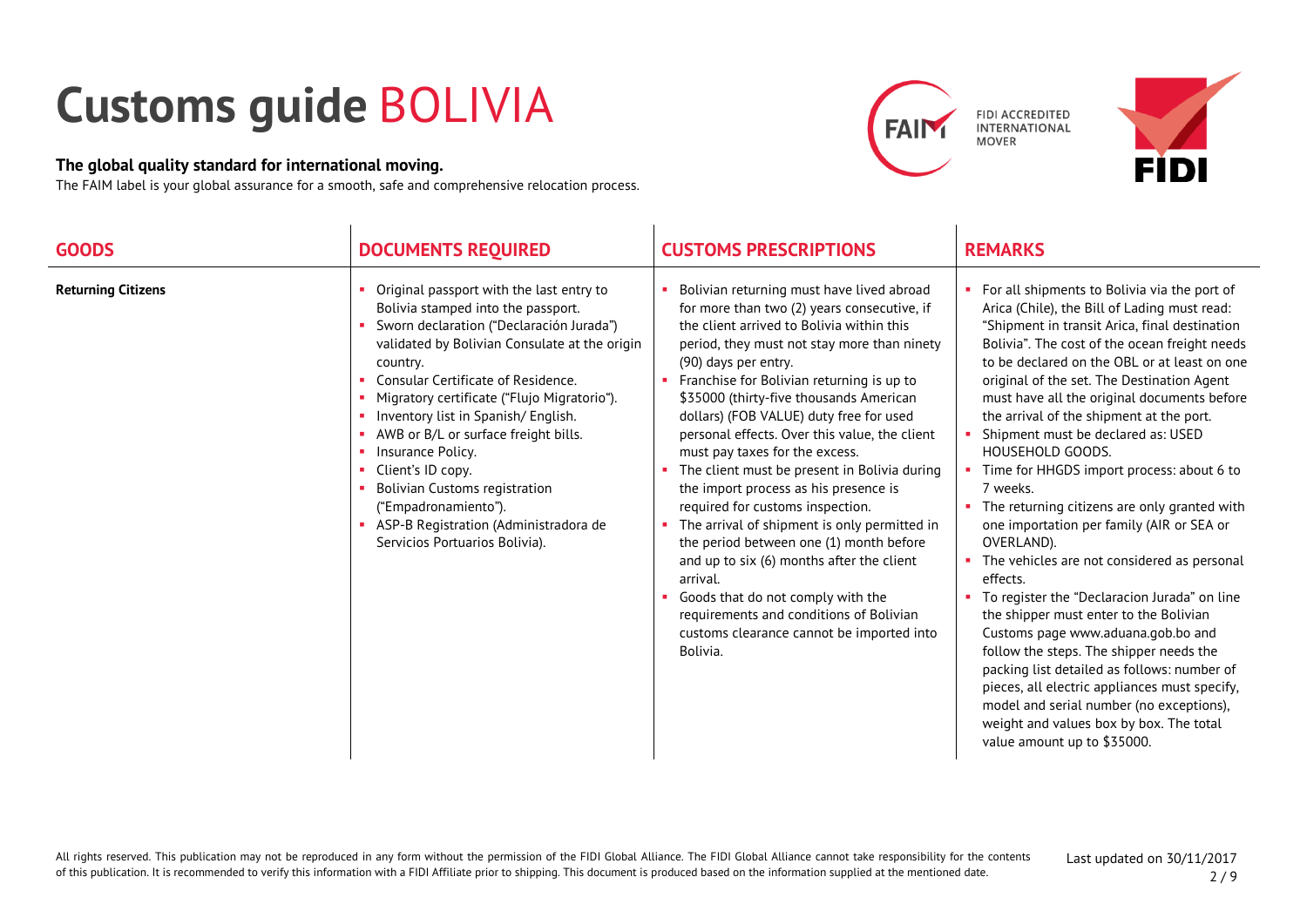# Customs guide BOLIVIA

**The global quality standard for international moving.**

The FAIM label is your global assurance for a smooth, safe and comprehensive relocation process.

FIDI ACCREDITED INTERNATIONAL MOVER

| GOODS | DOCUMENTS REQUIRED | CUSTOMS PRESCRIPTIONS | REMARKS |
|---|---|---|---|
| **Returning Citizens** | • Original passport with the last entry to Bolivia stamped into the passport.<br>• Sworn declaration ("Declaración Jurada") validated by Bolivian Consulate at the origin country.<br>• Consular Certificate of Residence.<br>• Migratory certificate ("Flujo Migratorio").<br>• Inventory list in Spanish/ English.<br>• AWB or B/L or surface freight bills.<br>• Insurance Policy.<br>• Client's ID copy.<br>• Bolivian Customs registration ("Empadronamiento").<br>• ASP-B Registration (Administradora de Servicios Portuarios Bolivia). | • Bolivian returning must have lived abroad for more than two (2) years consecutive, if the client arrived to Bolivia within this period, they must not stay more than ninety (90) days per entry.<br>• Franchise for Bolivian returning is up to $35000 (thirty-five thousands American dollars) (FOB VALUE) duty free for used personal effects. Over this value, the client must pay taxes for the excess.<br>• The client must be present in Bolivia during the import process as his presence is required for customs inspection.<br>• The arrival of shipment is only permitted in the period between one (1) month before and up to six (6) months after the client arrival.<br>• Goods that do not comply with the requirements and conditions of Bolivian customs clearance cannot be imported into Bolivia. | • For all shipments to Bolivia via the port of Arica (Chile), the Bill of Lading must read: "Shipment in transit Arica, final destination Bolivia". The cost of the ocean freight needs to be declared on the OBL or at least on one original of the set. The Destination Agent must have all the original documents before the arrival of the shipment at the port.<br>• Shipment must be declared as: USED HOUSEHOLD GOODS.<br>• Time for HHGDS import process: about 6 to 7 weeks.<br>• The returning citizens are only granted with one importation per family (AIR or SEA or OVERLAND).<br>• The vehicles are not considered as personal effects.<br>• To register the "Declaracion Jurada" on line the shipper must enter to the Bolivian Customs page www.aduana.gob.bo and follow the steps. The shipper needs the packing list detailed as follows: number of pieces, all electric appliances must specify, model and serial number (no exceptions), weight and values box by box. The total value amount up to $35000. |

All rights reserved. This publication may not be reproduced in any form without the permission of the FIDI Global Alliance. The FIDI Global Alliance cannot take responsibility for the contents of this publication. It is recommended to verify this information with a FIDI Affiliate prior to shipping. This document is produced based on the information supplied at the mentioned date.

Last updated on 30/11/2017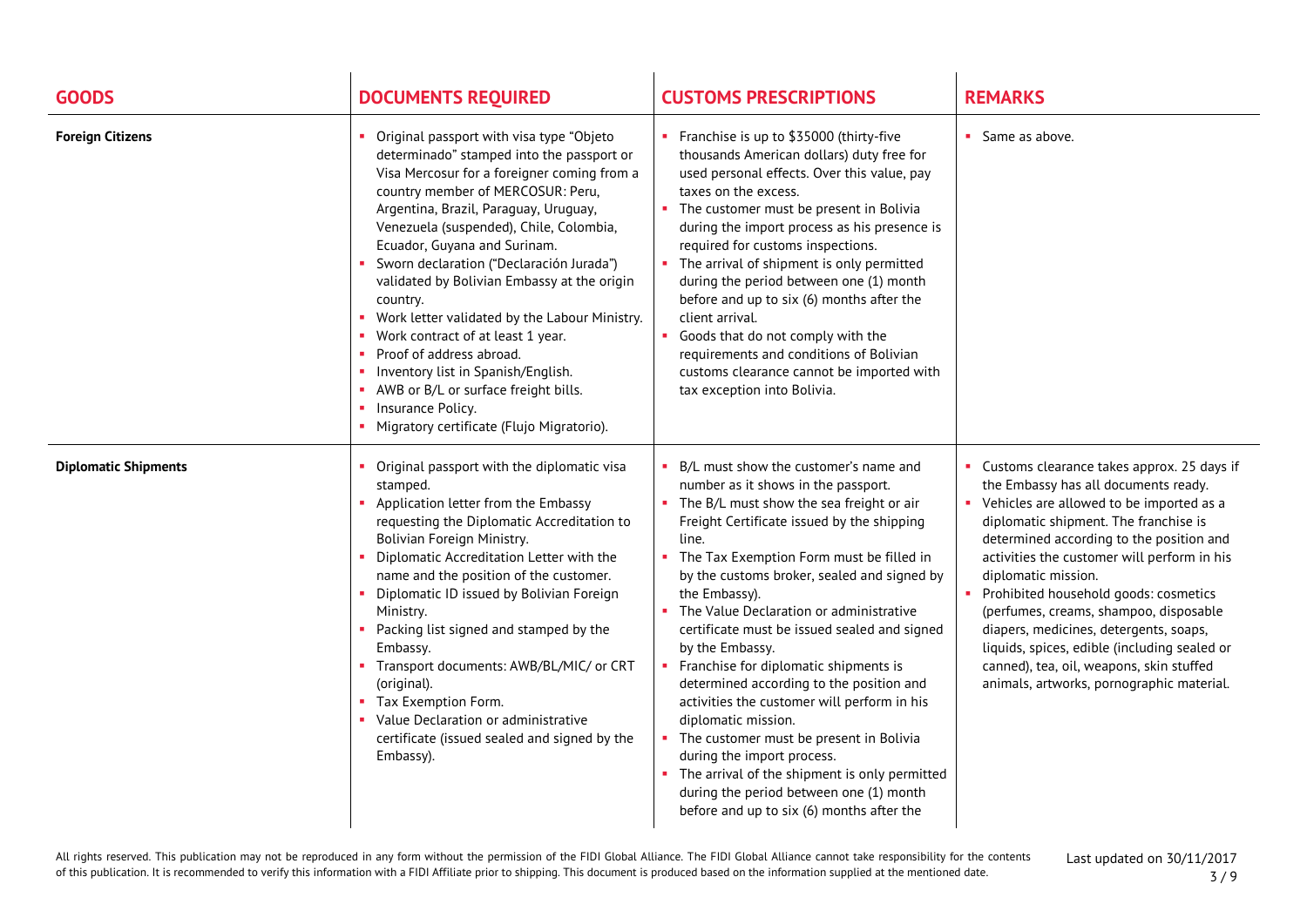| GOODS | DOCUMENTS REQUIRED | CUSTOMS PRESCRIPTIONS | REMARKS |
|---|---|---|---|
| **Foreign Citizens** | ▪ Original passport with visa type "Objeto determinado" stamped into the passport or Visa Mercosur for a foreigner coming from a country member of MERCOSUR: Peru, Argentina, Brazil, Paraguay, Uruguay, Venezuela (suspended), Chile, Colombia, Ecuador, Guyana and Surinam.<br>▪ Sworn declaration ("Declaración Jurada") validated by Bolivian Embassy at the origin country.<br>▪ Work letter validated by the Labour Ministry.<br>▪ Work contract of at least 1 year.<br>▪ Proof of address abroad.<br>▪ Inventory list in Spanish/English.<br>▪ AWB or B/L or surface freight bills.<br>▪ Insurance Policy.<br>▪ Migratory certificate (Flujo Migratorio). | ▪ Franchise is up to $35000 (thirty-five thousands American dollars) duty free for used personal effects. Over this value, pay taxes on the excess.<br>▪ The customer must be present in Bolivia during the import process as his presence is required for customs inspections.<br>▪ The arrival of shipment is only permitted during the period between one (1) month before and up to six (6) months after the client arrival.<br>▪ Goods that do not comply with the requirements and conditions of Bolivian customs clearance cannot be imported with tax exception into Bolivia. | ▪ Same as above. |
| **Diplomatic Shipments** | ▪ Original passport with the diplomatic visa stamped.<br>▪ Application letter from the Embassy requesting the Diplomatic Accreditation to Bolivian Foreign Ministry.<br>▪ Diplomatic Accreditation Letter with the name and the position of the customer.<br>▪ Diplomatic ID issued by Bolivian Foreign Ministry.<br>▪ Packing list signed and stamped by the Embassy.<br>▪ Transport documents: AWB/BL/MIC/ or CRT (original).<br>▪ Tax Exemption Form.<br>▪ Value Declaration or administrative certificate (issued sealed and signed by the Embassy). | ▪ B/L must show the customer's name and number as it shows in the passport.<br>▪ The B/L must show the sea freight or air Freight Certificate issued by the shipping line.<br>▪ The Tax Exemption Form must be filled in by the customs broker, sealed and signed by the Embassy).<br>▪ The Value Declaration or administrative certificate must be issued sealed and signed by the Embassy.<br>▪ Franchise for diplomatic shipments is determined according to the position and activities the customer will perform in his diplomatic mission.<br>▪ The customer must be present in Bolivia during the import process.<br>▪ The arrival of the shipment is only permitted during the period between one (1) month before and up to six (6) months after the | ▪ Customs clearance takes approx. 25 days if the Embassy has all documents ready.<br>▪ Vehicles are allowed to be imported as a diplomatic shipment. The franchise is determined according to the position and activities the customer will perform in his diplomatic mission.<br>▪ Prohibited household goods: cosmetics (perfumes, creams, shampoo, disposable diapers, medicines, detergents, soaps, liquids, spices, edible (including sealed or canned), tea, oil, weapons, skin stuffed animals, artworks, pornographic material. |

All rights reserved. This publication may not be reproduced in any form without the permission of the FIDI Global Alliance. The FIDI Global Alliance cannot take responsibility for the contents of this publication. It is recommended to verify this information with a FIDI Affiliate prior to shipping. This document is produced based on the information supplied at the mentioned date.

Last updated on 30/11/2017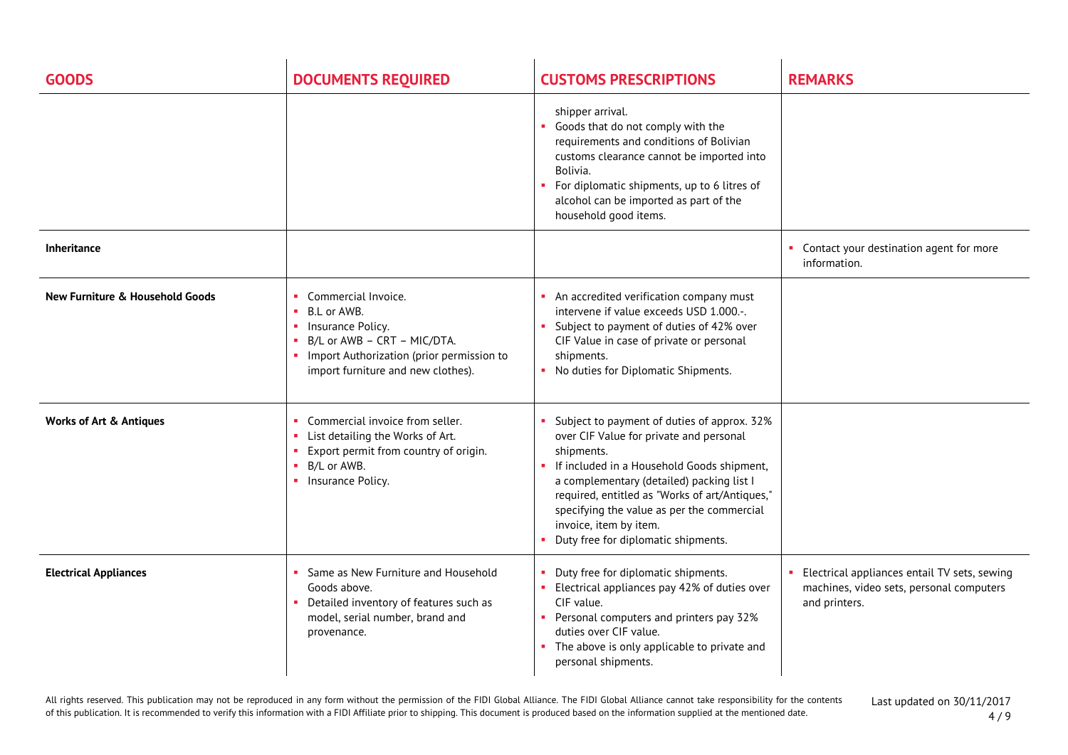| GOODS | DOCUMENTS REQUIRED | CUSTOMS PRESCRIPTIONS | REMARKS |
|---|---|---|---|
| | | shipper arrival.<br>▪ Goods that do not comply with the requirements and conditions of Bolivian customs clearance cannot be imported into Bolivia.<br>▪ For diplomatic shipments, up to 6 litres of alcohol can be imported as part of the household good items. | |
| **Inheritance** | | | ▪ Contact your destination agent for more information. |
| **New Furniture & Household Goods** | ▪ Commercial Invoice.<br>▪ B.L or AWB.<br>▪ Insurance Policy.<br>▪ B/L or AWB – CRT – MIC/DTA.<br>▪ Import Authorization (prior permission to import furniture and new clothes). | ▪ An accredited verification company must intervene if value exceeds USD 1.000.-.<br>▪ Subject to payment of duties of 42% over CIF Value in case of private or personal shipments.<br>▪ No duties for Diplomatic Shipments. | |
| **Works of Art & Antiques** | ▪ Commercial invoice from seller.<br>▪ List detailing the Works of Art.<br>▪ Export permit from country of origin.<br>▪ B/L or AWB.<br>▪ Insurance Policy. | ▪ Subject to payment of duties of approx. 32% over CIF Value for private and personal shipments.<br>▪ If included in a Household Goods shipment, a complementary (detailed) packing list I required, entitled as "Works of art/Antiques," specifying the value as per the commercial invoice, item by item.<br>▪ Duty free for diplomatic shipments. | |
| **Electrical Appliances** | ▪ Same as New Furniture and Household Goods above.<br>▪ Detailed inventory of features such as model, serial number, brand and provenance. | ▪ Duty free for diplomatic shipments.<br>▪ Electrical appliances pay 42% of duties over CIF value.<br>▪ Personal computers and printers pay 32% duties over CIF value.<br>▪ The above is only applicable to private and personal shipments. | ▪ Electrical appliances entail TV sets, sewing machines, video sets, personal computers and printers. |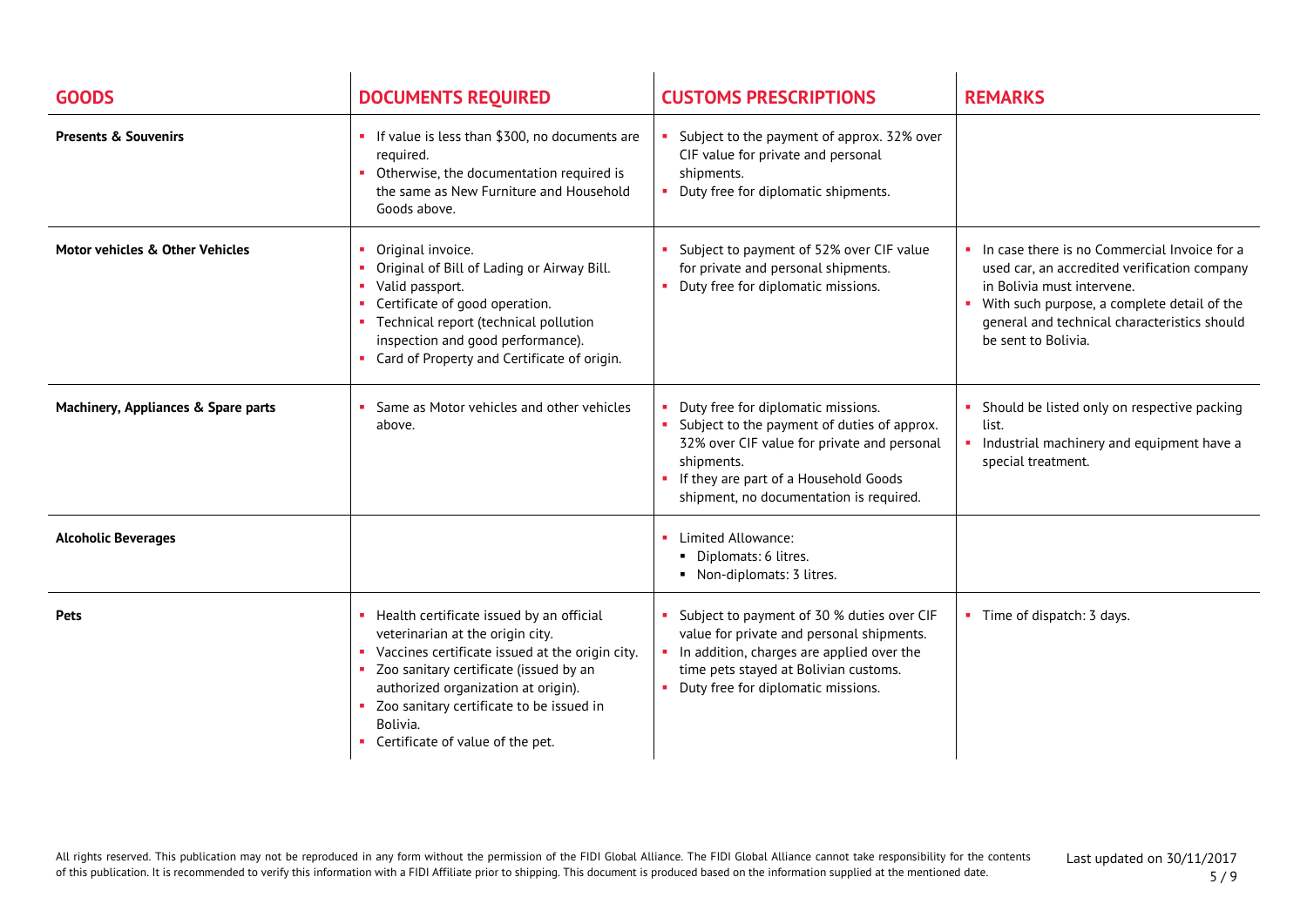| GOODS | DOCUMENTS REQUIRED | CUSTOMS PRESCRIPTIONS | REMARKS |
|---|---|---|---|
| **Presents & Souvenirs** | • If value is less than $300, no documents are required.<br>• Otherwise, the documentation required is the same as New Furniture and Household Goods above. | • Subject to the payment of approx. 32% over CIF value for private and personal shipments.<br>• Duty free for diplomatic shipments. | |
| **Motor vehicles & Other Vehicles** | • Original invoice.<br>• Original of Bill of Lading or Airway Bill.<br>• Valid passport.<br>• Certificate of good operation.<br>• Technical report (technical pollution inspection and good performance).<br>• Card of Property and Certificate of origin. | • Subject to payment of 52% over CIF value for private and personal shipments.<br>• Duty free for diplomatic missions. | • In case there is no Commercial Invoice for a used car, an accredited verification company in Bolivia must intervene.<br>• With such purpose, a complete detail of the general and technical characteristics should be sent to Bolivia. |
| **Machinery, Appliances & Spare parts** | • Same as Motor vehicles and other vehicles above. | • Duty free for diplomatic missions.<br>• Subject to the payment of duties of approx. 32% over CIF value for private and personal shipments.<br>• If they are part of a Household Goods shipment, no documentation is required. | • Should be listed only on respective packing list.<br>• Industrial machinery and equipment have a special treatment. |
| **Alcoholic Beverages** | | • Limited Allowance:<br>&nbsp;&nbsp;▪ Diplomats: 6 litres.<br>&nbsp;&nbsp;▪ Non-diplomats: 3 litres. | |
| **Pets** | • Health certificate issued by an official veterinarian at the origin city.<br>• Vaccines certificate issued at the origin city.<br>• Zoo sanitary certificate (issued by an authorized organization at origin).<br>• Zoo sanitary certificate to be issued in Bolivia.<br>• Certificate of value of the pet. | • Subject to payment of 30 % duties over CIF value for private and personal shipments.<br>• In addition, charges are applied over the time pets stayed at Bolivian customs.<br>• Duty free for diplomatic missions. | • Time of dispatch: 3 days. |

All rights reserved. This publication may not be reproduced in any form without the permission of the FIDI Global Alliance. The FIDI Global Alliance cannot take responsibility for the contents of this publication. It is recommended to verify this information with a FIDI Affiliate prior to shipping. This document is produced based on the information supplied at the mentioned date.

Last updated on 30/11/2017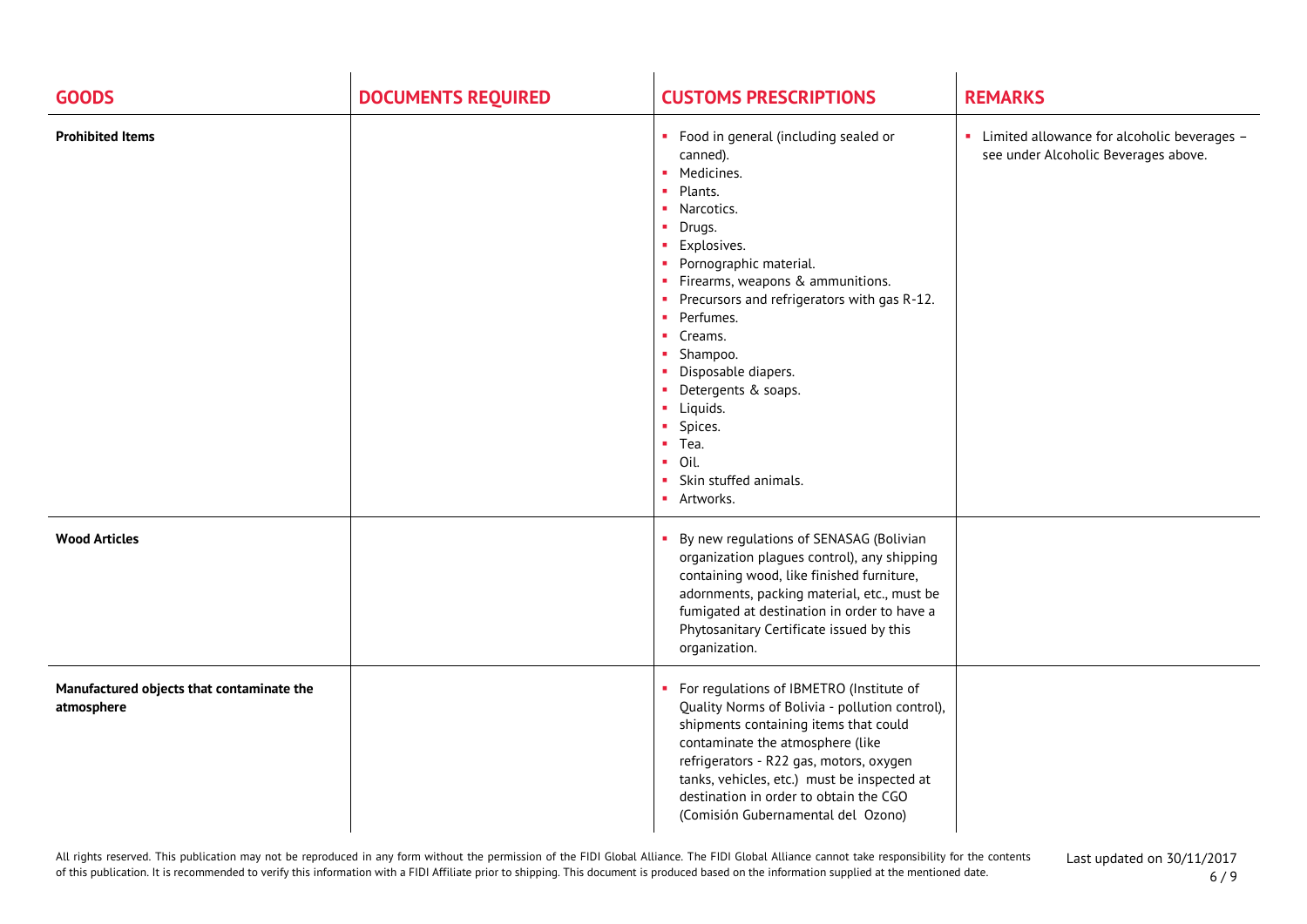| GOODS | DOCUMENTS REQUIRED | CUSTOMS PRESCRIPTIONS | REMARKS |
|---|---|---|---|
| **Prohibited Items** | | ▪ Food in general (including sealed or canned).<br>▪ Medicines.<br>▪ Plants.<br>▪ Narcotics.<br>▪ Drugs.<br>▪ Explosives.<br>▪ Pornographic material.<br>▪ Firearms, weapons & ammunitions.<br>▪ Precursors and refrigerators with gas R-12.<br>▪ Perfumes.<br>▪ Creams.<br>▪ Shampoo.<br>▪ Disposable diapers.<br>▪ Detergents & soaps.<br>▪ Liquids.<br>▪ Spices.<br>▪ Tea.<br>▪ Oil.<br>▪ Skin stuffed animals.<br>▪ Artworks. | ▪ Limited allowance for alcoholic beverages – see under Alcoholic Beverages above. |
| **Wood Articles** | | ▪ By new regulations of SENASAG (Bolivian organization plagues control), any shipping containing wood, like finished furniture, adornments, packing material, etc., must be fumigated at destination in order to have a Phytosanitary Certificate issued by this organization. | |
| **Manufactured objects that contaminate the atmosphere** | | ▪ For regulations of IBMETRO (Institute of Quality Norms of Bolivia - pollution control), shipments containing items that could contaminate the atmosphere (like refrigerators - R22 gas, motors, oxygen tanks, vehicles, etc.) must be inspected at destination in order to obtain the CGO (Comisión Gubernamental del Ozono) | |

All rights reserved. This publication may not be reproduced in any form without the permission of the FIDI Global Alliance. The FIDI Global Alliance cannot take responsibility for the contents of this publication. It is recommended to verify this information with a FIDI Affiliate prior to shipping. This document is produced based on the information supplied at the mentioned date.

Last updated on 30/11/2017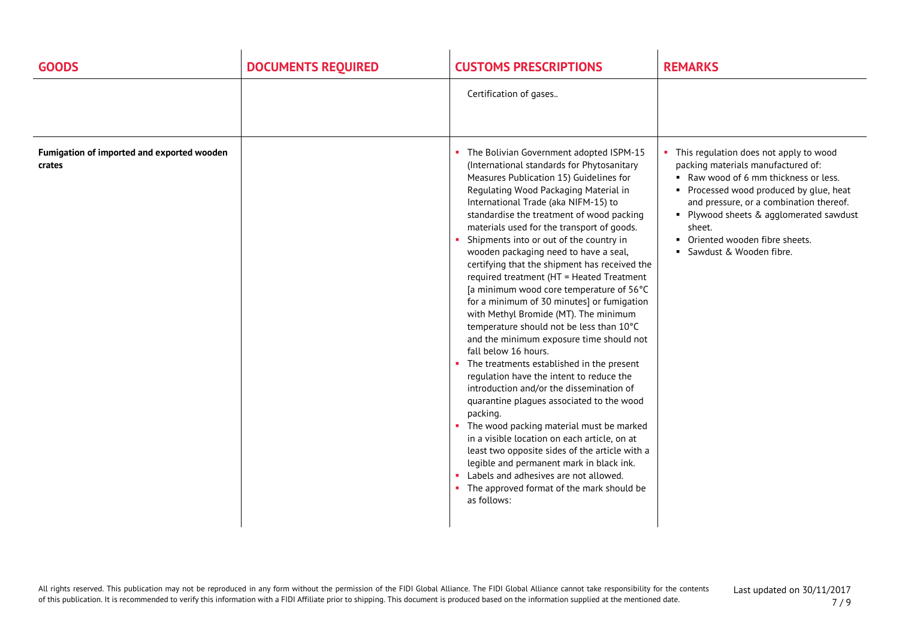| GOODS | DOCUMENTS REQUIRED | CUSTOMS PRESCRIPTIONS | REMARKS |
|---|---|---|---|
| | | Certification of gases.. | |
| **Fumigation of imported and exported wooden crates** | | ▪ The Bolivian Government adopted ISPM-15 (International standards for Phytosanitary Measures Publication 15) Guidelines for Regulating Wood Packaging Material in International Trade (aka NIFM-15) to standardise the treatment of wood packing materials used for the transport of goods.<br>▪ Shipments into or out of the country in wooden packaging need to have a seal, certifying that the shipment has received the required treatment (HT = Heated Treatment [a minimum wood core temperature of 56°C for a minimum of 30 minutes] or fumigation with Methyl Bromide (MT). The minimum temperature should not be less than 10°C and the minimum exposure time should not fall below 16 hours.<br>▪ The treatments established in the present regulation have the intent to reduce the introduction and/or the dissemination of quarantine plagues associated to the wood packing.<br>▪ The wood packing material must be marked in a visible location on each article, on at least two opposite sides of the article with a legible and permanent mark in black ink.<br>▪ Labels and adhesives are not allowed.<br>▪ The approved format of the mark should be as follows: | ▪ This regulation does not apply to wood packing materials manufactured of:<br>&nbsp;&nbsp;▪ Raw wood of 6 mm thickness or less.<br>&nbsp;&nbsp;▪ Processed wood produced by glue, heat and pressure, or a combination thereof.<br>&nbsp;&nbsp;▪ Plywood sheets & agglomerated sawdust sheet.<br>&nbsp;&nbsp;▪ Oriented wooden fibre sheets.<br>&nbsp;&nbsp;▪ Sawdust & Wooden fibre. |

All rights reserved. This publication may not be reproduced in any form without the permission of the FIDI Global Alliance. The FIDI Global Alliance cannot take responsibility for the contents of this publication. It is recommended to verify this information with a FIDI Affiliate prior to shipping. This document is produced based on the information supplied at the mentioned date.

Last updated on 30/11/2017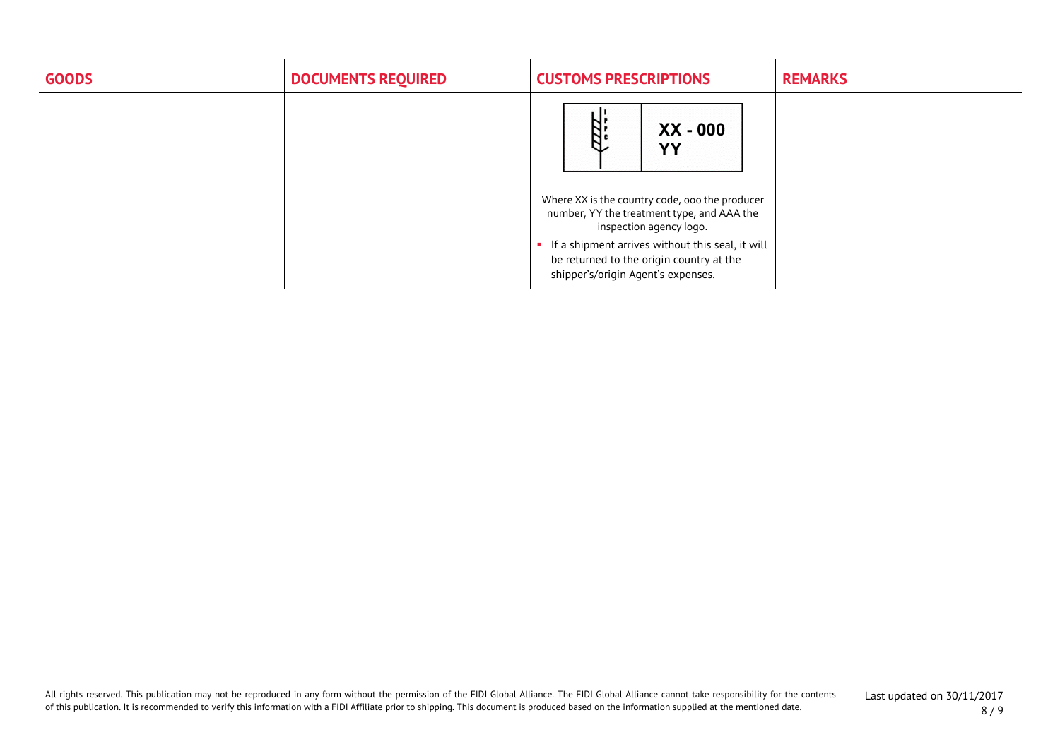| GOODS | DOCUMENTS REQUIRED | CUSTOMS PRESCRIPTIONS | REMARKS |
|---|---|---|---|
| | | XX - 000 YY<br><br>Where XX is the country code, ooo the producer number, YY the treatment type, and AAA the inspection agency logo.<br><br>▪ If a shipment arrives without this seal, it will be returned to the origin country at the shipper's/origin Agent's expenses. | |

All rights reserved. This publication may not be reproduced in any form without the permission of the FIDI Global Alliance. The FIDI Global Alliance cannot take responsibility for the contents of this publication. It is recommended to verify this information with a FIDI Affiliate prior to shipping. This document is produced based on the information supplied at the mentioned date.

Last updated on 30/11/2017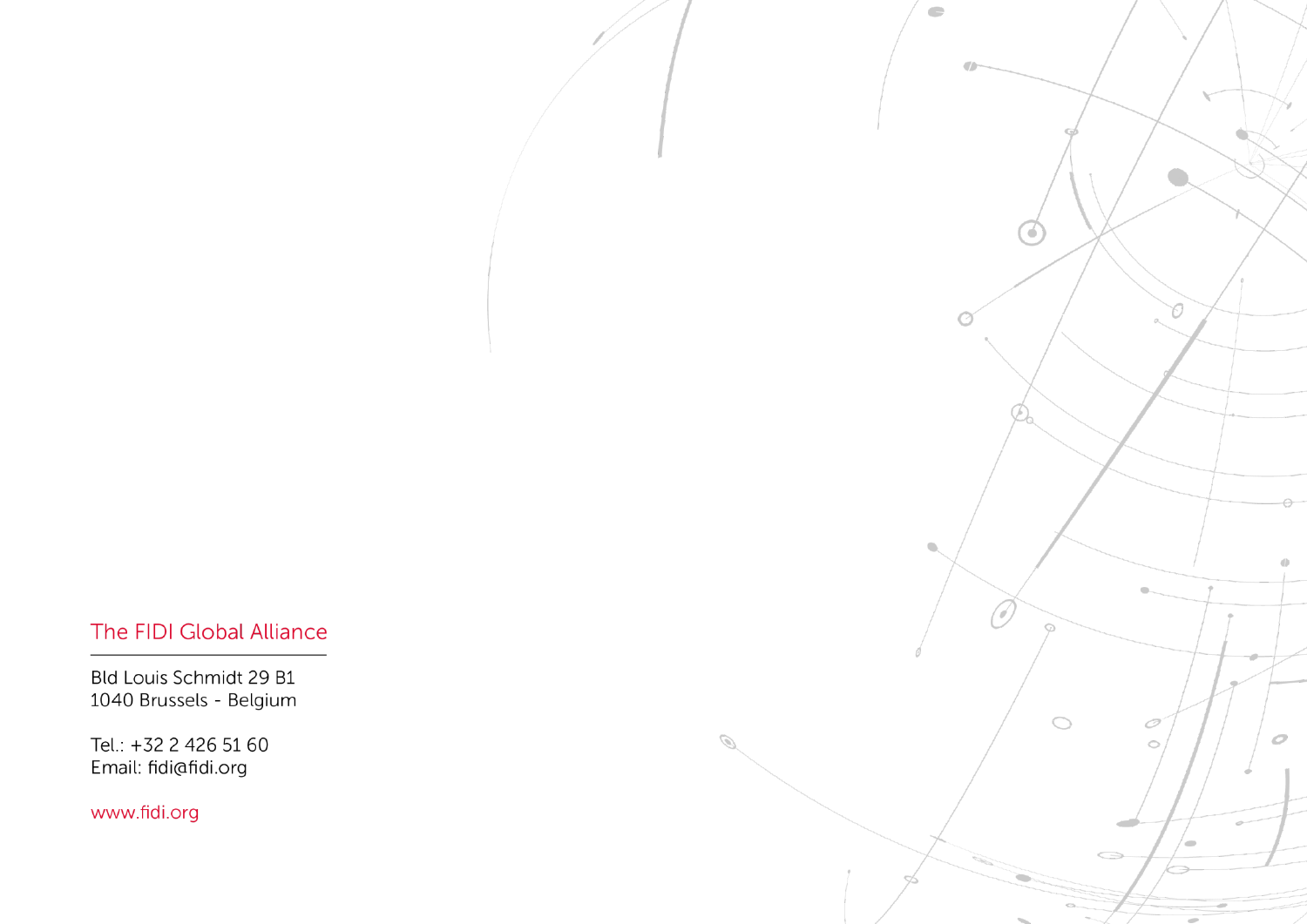The FIDI Global Alliance

Bld Louis Schmidt 29 B1
1040 Brussels - Belgium

Tel.: +32 2 426 51 60
Email: fidi@fidi.org

www.fidi.org